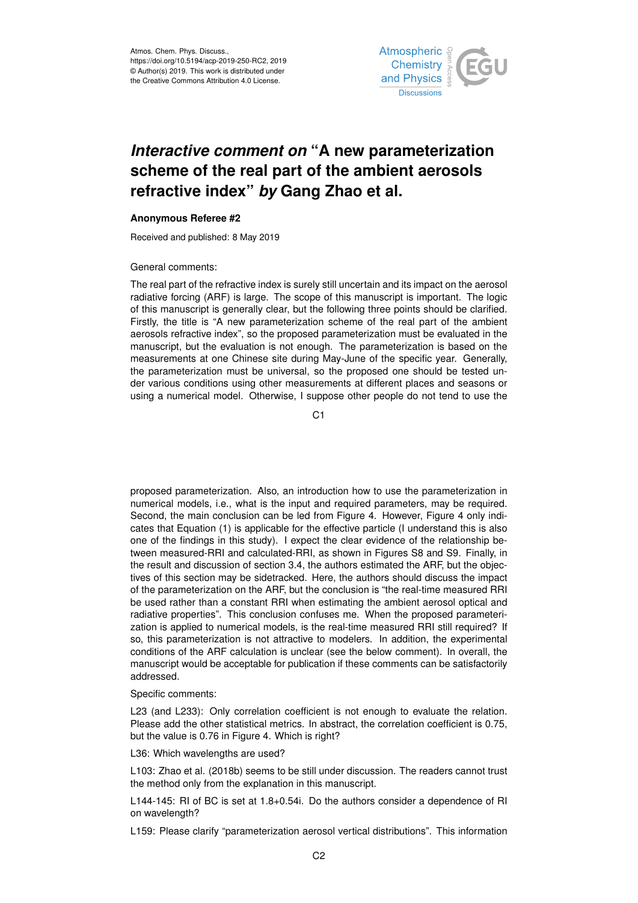Atmos. Chem. Phys. Discuss.,
https://doi.org/10.5194/acp-2019-250-RC2, 2019
© Author(s) 2019. This work is distributed under
the Creative Commons Attribution 4.0 License.

# *Interactive comment on* "A new parameterization scheme of the real part of the ambient aerosols refractive index" *by* Gang Zhao et al.

**Anonymous Referee #2**

Received and published: 8 May 2019

General comments:

The real part of the refractive index is surely still uncertain and its impact on the aerosol radiative forcing (ARF) is large. The scope of this manuscript is important. The logic of this manuscript is generally clear, but the following three points should be clarified. Firstly, the title is "A new parameterization scheme of the real part of the ambient aerosols refractive index", so the proposed parameterization must be evaluated in the manuscript, but the evaluation is not enough. The parameterization is based on the measurements at one Chinese site during May-June of the specific year. Generally, the parameterization must be universal, so the proposed one should be tested under various conditions using other measurements at different places and seasons or using a numerical model. Otherwise, I suppose other people do not tend to use the proposed parameterization. Also, an introduction how to use the parameterization in numerical models, i.e., what is the input and required parameters, may be required. Second, the main conclusion can be led from Figure 4. However, Figure 4 only indicates that Equation (1) is applicable for the effective particle (I understand this is also one of the findings in this study). I expect the clear evidence of the relationship between measured-RRI and calculated-RRI, as shown in Figures S8 and S9. Finally, in the result and discussion of section 3.4, the authors estimated the ARF, but the objectives of this section may be sidetracked. Here, the authors should discuss the impact of the parameterization on the ARF, but the conclusion is "the real-time measured RRI be used rather than a constant RRI when estimating the ambient aerosol optical and radiative properties". This conclusion confuses me. When the proposed parameterization is applied to numerical models, is the real-time measured RRI still required? If so, this parameterization is not attractive to modelers. In addition, the experimental conditions of the ARF calculation is unclear (see the below comment). In overall, the manuscript would be acceptable for publication if these comments can be satisfactorily addressed.

Specific comments:

L23 (and L233): Only correlation coefficient is not enough to evaluate the relation. Please add the other statistical metrics. In abstract, the correlation coefficient is 0.75, but the value is 0.76 in Figure 4. Which is right?

L36: Which wavelengths are used?

L103: Zhao et al. (2018b) seems to be still under discussion. The readers cannot trust the method only from the explanation in this manuscript.

L144-145: RI of BC is set at 1.8+0.54i. Do the authors consider a dependence of RI on wavelength?

L159: Please clarify "parameterization aerosol vertical distributions". This information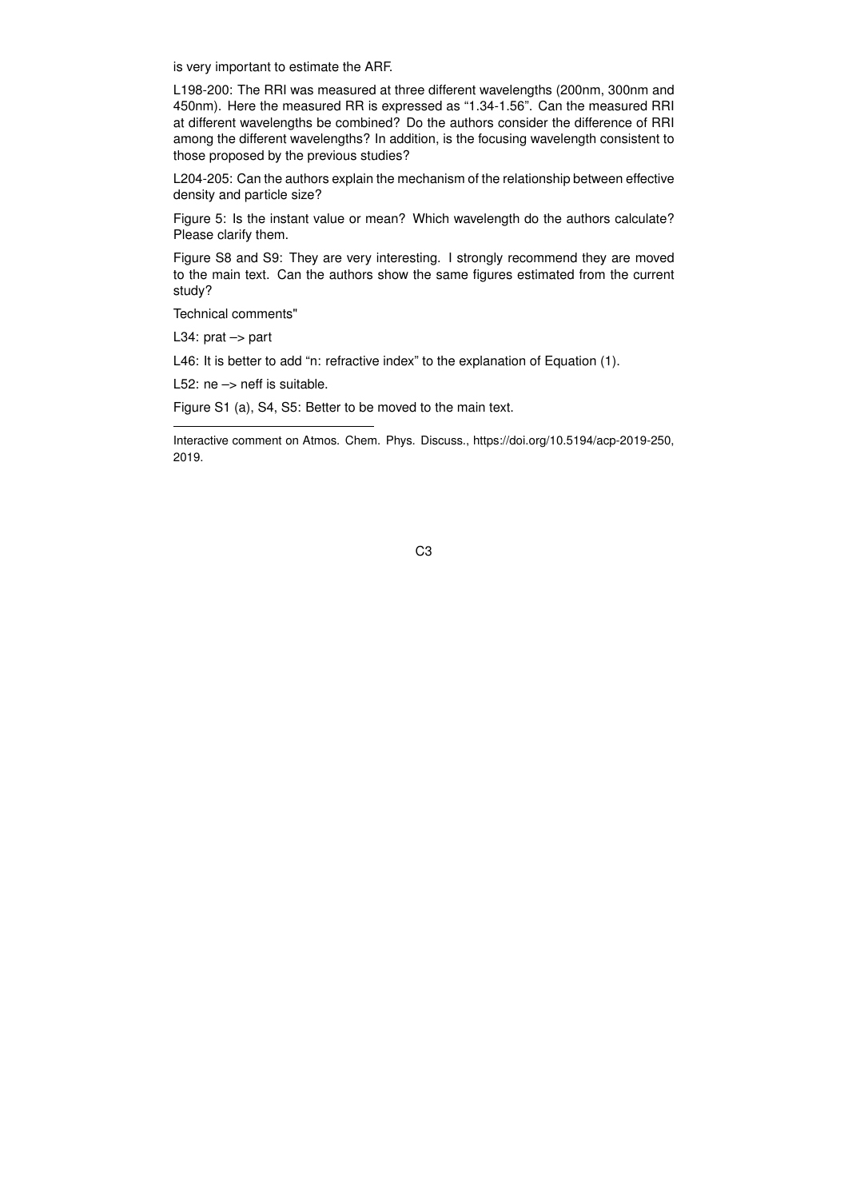is very important to estimate the ARF.

L198-200: The RRI was measured at three different wavelengths (200nm, 300nm and 450nm). Here the measured RR is expressed as "1.34-1.56". Can the measured RRI at different wavelengths be combined? Do the authors consider the difference of RRI among the different wavelengths? In addition, is the focusing wavelength consistent to those proposed by the previous studies?

L204-205: Can the authors explain the mechanism of the relationship between effective density and particle size?

Figure 5: Is the instant value or mean? Which wavelength do the authors calculate? Please clarify them.

Figure S8 and S9: They are very interesting. I strongly recommend they are moved to the main text. Can the authors show the same figures estimated from the current study?

Technical comments"

L34: prat –> part

L46: It is better to add "n: refractive index" to the explanation of Equation (1).

L52: ne –> neff is suitable.

Figure S1 (a), S4, S5: Better to be moved to the main text.

---

Interactive comment on Atmos. Chem. Phys. Discuss., https://doi.org/10.5194/acp-2019-250, 2019.